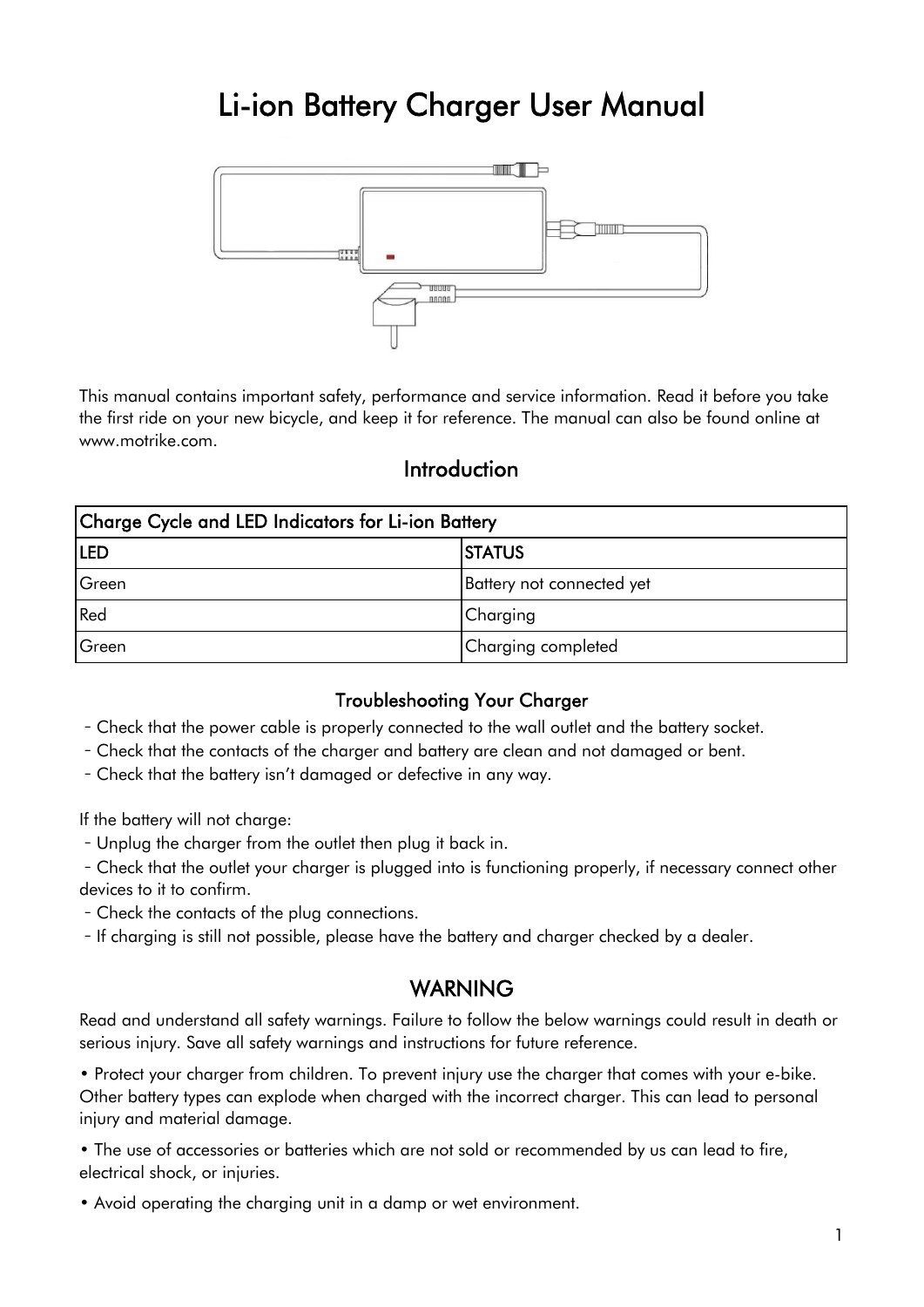# Li-ion Battery Charger User Manual

This manual contains important safety, performance and service information. Read it before you take the first ride on your new bicycle, and keep it for reference. The manual can also be found online at www.motrike.com.

## Introduction

| Charge Cycle and LED Indicators for Li-ion Battery | |
|---|---|
| **LED** | **STATUS** |
| Green | Battery not connected yet |
| Red | Charging |
| Green | Charging completed |

### Troubleshooting Your Charger

- Check that the power cable is properly connected to the wall outlet and the battery socket.
- Check that the contacts of the charger and battery are clean and not damaged or bent.
- Check that the battery isn't damaged or defective in any way.

If the battery will not charge:

- Unplug the charger from the outlet then plug it back in.
- Check that the outlet your charger is plugged into is functioning properly, if necessary connect other devices to it to confirm.
- Check the contacts of the plug connections.
- If charging is still not possible, please have the battery and charger checked by a dealer.

## WARNING

Read and understand all safety warnings. Failure to follow the below warnings could result in death or serious injury. Save all safety warnings and instructions for future reference.

- Protect your charger from children. To prevent injury use the charger that comes with your e-bike. Other battery types can explode when charged with the incorrect charger. This can lead to personal injury and material damage.
- The use of accessories or batteries which are not sold or recommended by us can lead to fire, electrical shock, or injuries.
- Avoid operating the charging unit in a damp or wet environment.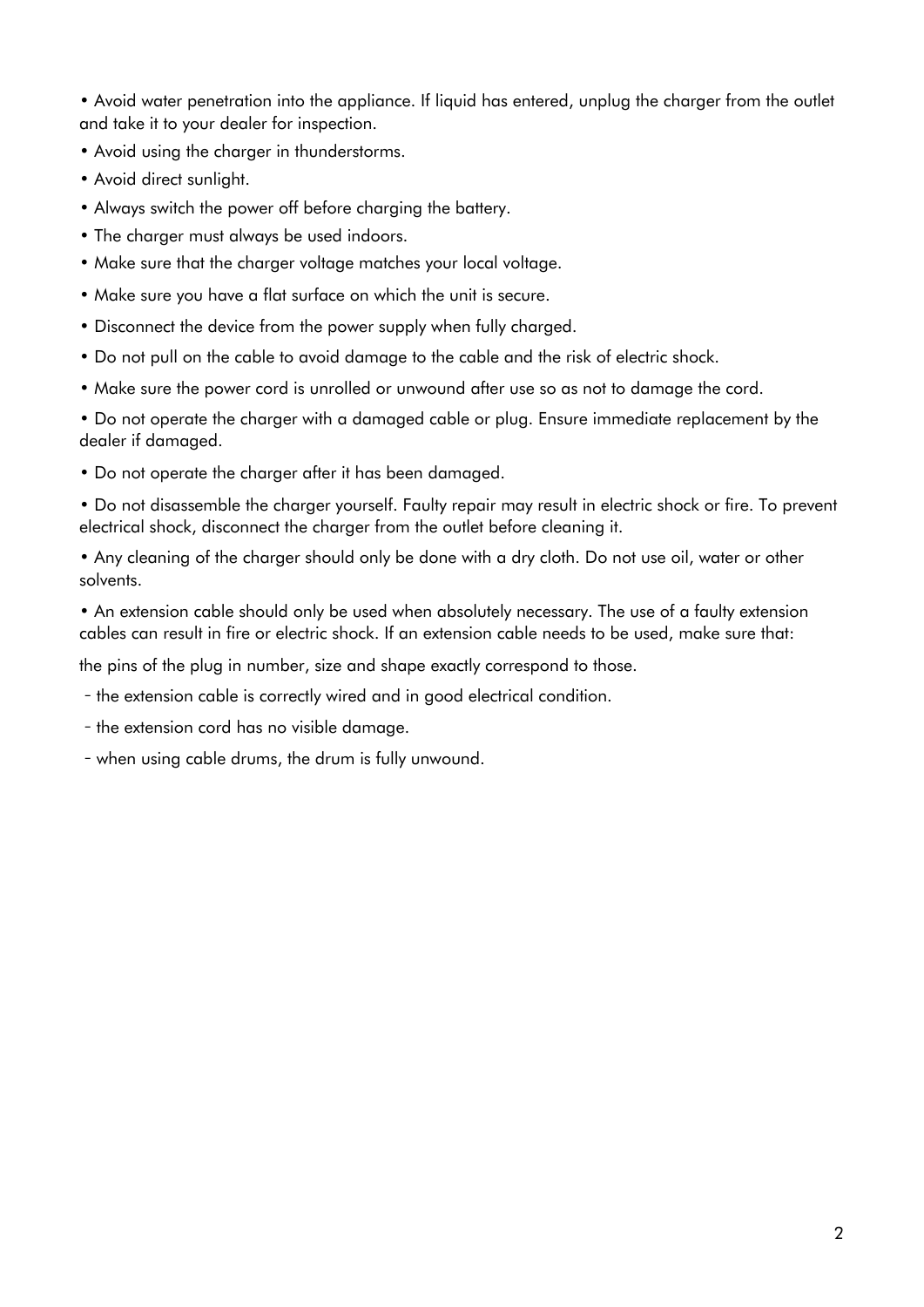- Avoid water penetration into the appliance. If liquid has entered, unplug the charger from the outlet and take it to your dealer for inspection.
- Avoid using the charger in thunderstorms.
- Avoid direct sunlight.
- Always switch the power off before charging the battery.
- The charger must always be used indoors.
- Make sure that the charger voltage matches your local voltage.
- Make sure you have a flat surface on which the unit is secure.
- Disconnect the device from the power supply when fully charged.
- Do not pull on the cable to avoid damage to the cable and the risk of electric shock.
- Make sure the power cord is unrolled or unwound after use so as not to damage the cord.
- Do not operate the charger with a damaged cable or plug. Ensure immediate replacement by the dealer if damaged.
- Do not operate the charger after it has been damaged.
- Do not disassemble the charger yourself. Faulty repair may result in electric shock or fire. To prevent electrical shock, disconnect the charger from the outlet before cleaning it.
- Any cleaning of the charger should only be done with a dry cloth. Do not use oil, water or other solvents.
- An extension cable should only be used when absolutely necessary. The use of a faulty extension cables can result in fire or electric shock. If an extension cable needs to be used, make sure that:

the pins of the plug in number, size and shape exactly correspond to those.

- the extension cable is correctly wired and in good electrical condition.
- the extension cord has no visible damage.
- when using cable drums, the drum is fully unwound.